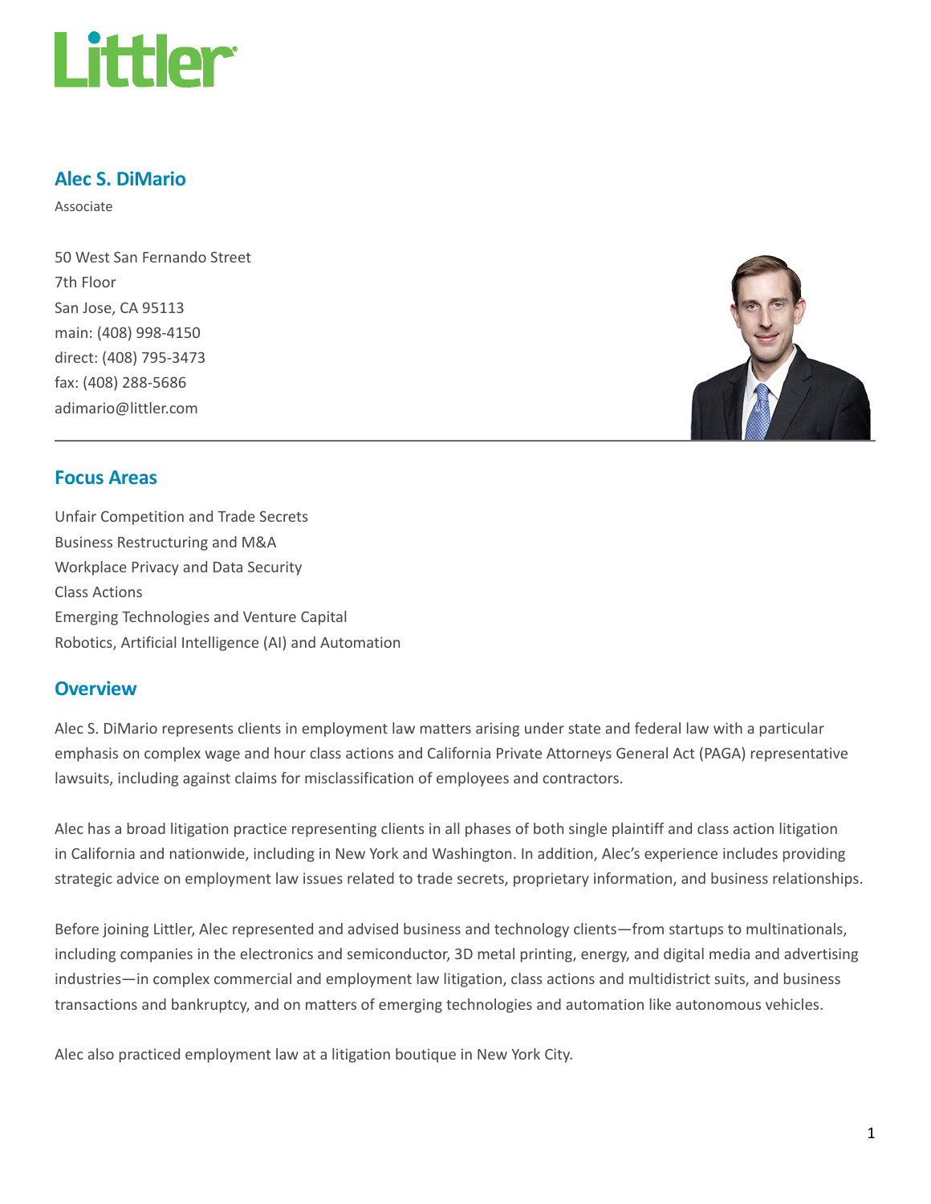# Alec S. DiMario

Associate

50 West San Fernando Street
7th Floor
San Jose, CA 95113
main: (408) 998-4150
direct: (408) 795-3473
fax: (408) 288-5686
adimario@littler.com

## Focus Areas

Unfair Competition and Trade Secrets
Business Restructuring and M&A
Workplace Privacy and Data Security
Class Actions
Emerging Technologies and Venture Capital
Robotics, Artificial Intelligence (AI) and Automation

## Overview

Alec S. DiMario represents clients in employment law matters arising under state and federal law with a particular emphasis on complex wage and hour class actions and California Private Attorneys General Act (PAGA) representative lawsuits, including against claims for misclassification of employees and contractors.

Alec has a broad litigation practice representing clients in all phases of both single plaintiff and class action litigation in California and nationwide, including in New York and Washington. In addition, Alec's experience includes providing strategic advice on employment law issues related to trade secrets, proprietary information, and business relationships.

Before joining Littler, Alec represented and advised business and technology clients—from startups to multinationals, including companies in the electronics and semiconductor, 3D metal printing, energy, and digital media and advertising industries—in complex commercial and employment law litigation, class actions and multidistrict suits, and business transactions and bankruptcy, and on matters of emerging technologies and automation like autonomous vehicles.

Alec also practiced employment law at a litigation boutique in New York City.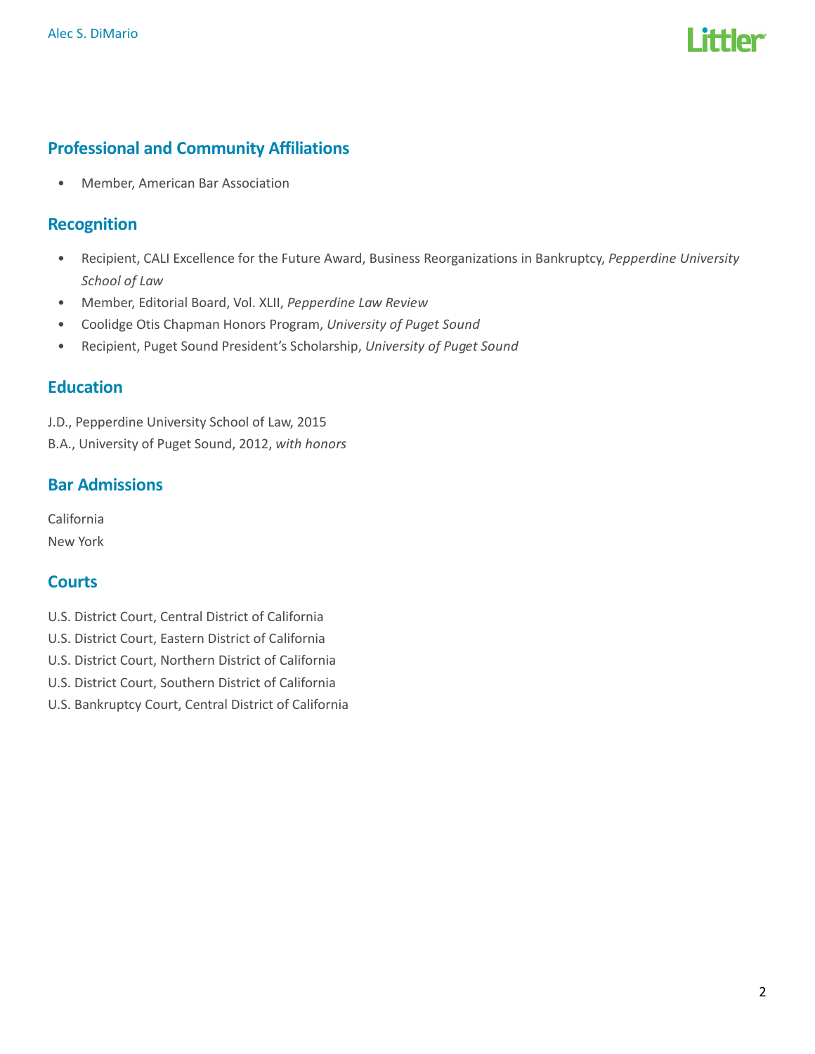## Professional and Community Affiliations

- Member, American Bar Association

## Recognition

- Recipient, CALI Excellence for the Future Award, Business Reorganizations in Bankruptcy, *Pepperdine University School of Law*
- Member, Editorial Board, Vol. XLII, *Pepperdine Law Review*
- Coolidge Otis Chapman Honors Program, *University of Puget Sound*
- Recipient, Puget Sound President's Scholarship, *University of Puget Sound*

## Education

J.D., Pepperdine University School of Law, 2015

B.A., University of Puget Sound, 2012, *with honors*

## Bar Admissions

California

New York

## Courts

U.S. District Court, Central District of California

U.S. District Court, Eastern District of California

U.S. District Court, Northern District of California

U.S. District Court, Southern District of California

U.S. Bankruptcy Court, Central District of California